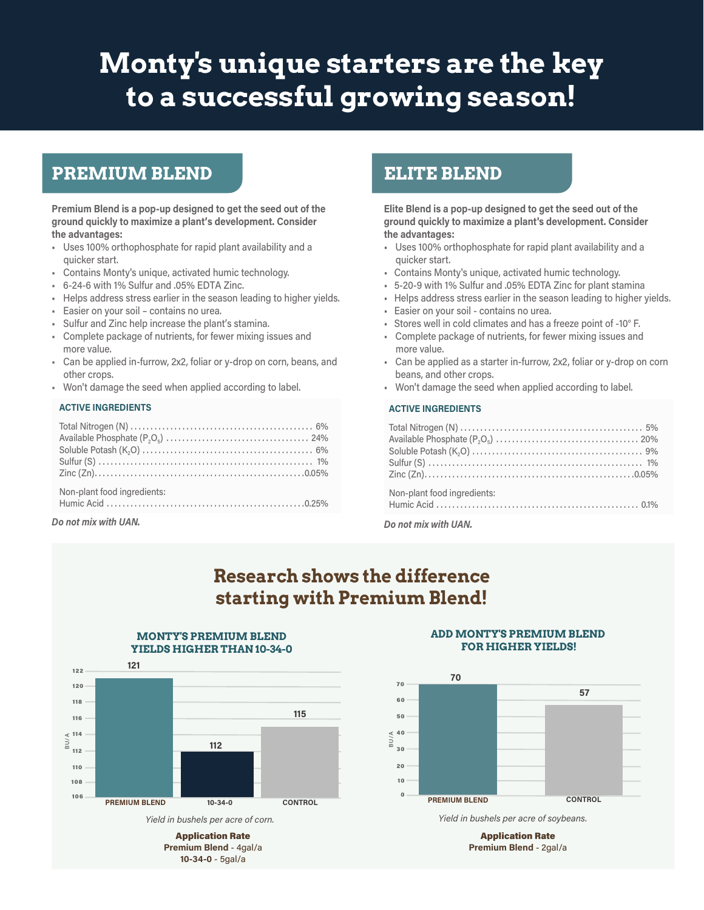# Monty's unique starters are the key to a successful growing season!

## PREMIUM BLEND

**Premium Blend is a pop-up designed to get the seed out of the ground quickly to maximize a plant's development. Consider the advantages:**

- Uses 100% orthophosphate for rapid plant availability and a quicker start.
- Contains Monty's unique, activated humic technology.
- 6-24-6 with 1% Sulfur and .05% EDTA Zinc.
- Helps address stress earlier in the season leading to higher yields.
- Easier on your soil – contains no urea.
- Sulfur and Zinc help increase the plant's stamina.
- Complete package of nutrients, for fewer mixing issues and more value.
- Can be applied in-furrow, 2x2, foliar or y-drop on corn, beans, and other crops.
- Won't damage the seed when applied according to label.

### ACTIVE INGREDIENTS

| Ingredient | Amount |
|---|---|
| Total Nitrogen (N) | 6% |
| Available Phosphate ($P_2O_5$) | 24% |
| Soluble Potash ($K_2O$) | 6% |
| Sulfur (S) | 1% |
| Zinc (Zn) | 0.05% |

Non-plant food ingredients:

| Ingredient | Amount |
|---|---|
| Humic Acid | 0.25% |

*Do not mix with UAN.*

## ELITE BLEND

**Elite Blend is a pop-up designed to get the seed out of the ground quickly to maximize a plant's development. Consider the advantages:**

- Uses 100% orthophosphate for rapid plant availability and a quicker start.
- Contains Monty's unique, activated humic technology.
- 5-20-9 with 1% Sulfur and .05% EDTA Zinc for plant stamina
- Helps address stress earlier in the season leading to higher yields.
- Easier on your soil - contains no urea.
- Stores well in cold climates and has a freeze point of -10° F.
- Complete package of nutrients, for fewer mixing issues and more value.
- Can be applied as a starter in-furrow, 2x2, foliar or y-drop on corn beans, and other crops.
- Won't damage the seed when applied according to label.

### ACTIVE INGREDIENTS

| Ingredient | Amount |
|---|---|
| Total Nitrogen (N) | 5% |
| Available Phosphate ($P_2O_5$) | 20% |
| Soluble Potash ($K_2O$) | 9% |
| Sulfur (S) | 1% |
| Zinc (Zn) | 0.05% |

Non-plant food ingredients:

| Ingredient | Amount |
|---|---|
| Humic Acid | 0.1% |

*Do not mix with UAN.*

## Research shows the difference starting with Premium Blend!

### MONTY'S PREMIUM BLEND YIELDS HIGHER THAN 10-34-0

| Treatment | BU/A |
|---|---|
| PREMIUM BLEND | 121 |
| 10-34-0 | 112 |
| CONTROL | 115 |

*Yield in bushels per acre of corn.*

**Application Rate**
**Premium Blend** - 4gal/a
**10-34-0** - 5gal/a

### ADD MONTY'S PREMIUM BLEND FOR HIGHER YIELDS!

| Treatment | BU/A |
|---|---|
| PREMIUM BLEND | 70 |
| CONTROL | 57 |

*Yield in bushels per acre of soybeans.*

**Application Rate**
**Premium Blend** - 2gal/a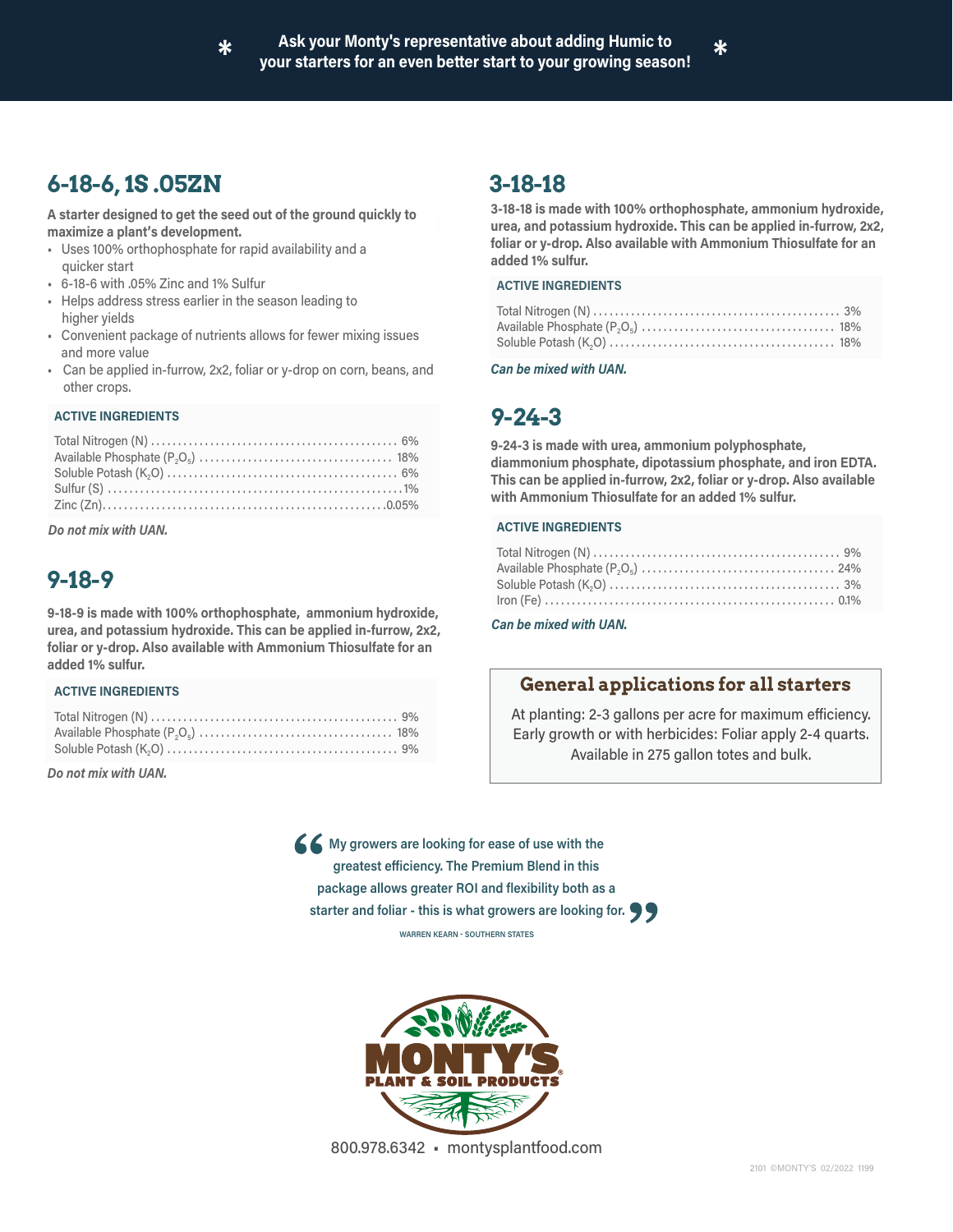\* **Ask your Monty's representative about adding Humic to your starters for an even better start to your growing season!** \*

## 6-18-6, 1S .05ZN

**A starter designed to get the seed out of the ground quickly to maximize a plant's development.**

- Uses 100% orthophosphate for rapid availability and a quicker start
- 6-18-6 with .05% Zinc and 1% Sulfur
- Helps address stress earlier in the season leading to higher yields
- Convenient package of nutrients allows for fewer mixing issues and more value
- Can be applied in-furrow, 2x2, foliar or y-drop on corn, beans, and other crops.

**ACTIVE INGREDIENTS**

| | |
|---|---|
| Total Nitrogen (N) | 6% |
| Available Phosphate ($P_2O_5$) | 18% |
| Soluble Potash ($K_2O$) | 6% |
| Sulfur (S) | 1% |
| Zinc (Zn) | 0.05% |

*Do not mix with UAN.*

## 9-18-9

**9-18-9 is made with 100% orthophosphate, ammonium hydroxide, urea, and potassium hydroxide. This can be applied in-furrow, 2x2, foliar or y-drop. Also available with Ammonium Thiosulfate for an added 1% sulfur.**

**ACTIVE INGREDIENTS**

| | |
|---|---|
| Total Nitrogen (N) | 9% |
| Available Phosphate ($P_2O_5$) | 18% |
| Soluble Potash ($K_2O$) | 9% |

*Do not mix with UAN.*

## 3-18-18

**3-18-18 is made with 100% orthophosphate, ammonium hydroxide, urea, and potassium hydroxide. This can be applied in-furrow, 2x2, foliar or y-drop. Also available with Ammonium Thiosulfate for an added 1% sulfur.**

**ACTIVE INGREDIENTS**

| | |
|---|---|
| Total Nitrogen (N) | 3% |
| Available Phosphate ($P_2O_5$) | 18% |
| Soluble Potash ($K_2O$) | 18% |

*Can be mixed with UAN.*

## 9-24-3

**9-24-3 is made with urea, ammonium polyphosphate, diammonium phosphate, dipotassium phosphate, and iron EDTA. This can be applied in-furrow, 2x2, foliar or y-drop. Also available with Ammonium Thiosulfate for an added 1% sulfur.**

**ACTIVE INGREDIENTS**

| | |
|---|---|
| Total Nitrogen (N) | 9% |
| Available Phosphate ($P_2O_5$) | 24% |
| Soluble Potash ($K_2O$) | 3% |
| Iron (Fe) | 0.1% |

*Can be mixed with UAN.*

### General applications for all starters

At planting: 2-3 gallons per acre for maximum efficiency.
Early growth or with herbicides: Foliar apply 2-4 quarts.
Available in 275 gallon totes and bulk.

> "My growers are looking for ease of use with the greatest efficiency. The Premium Blend in this package allows greater ROI and flexibility both as a starter and foliar - this is what growers are looking for."
>
> WARREN KEARN - SOUTHERN STATES

MONTY'S PLANT & SOIL PRODUCTS®

800.978.6342 ▪ montysplantfood.com

2101 ©MONTY'S 02/2022 1199